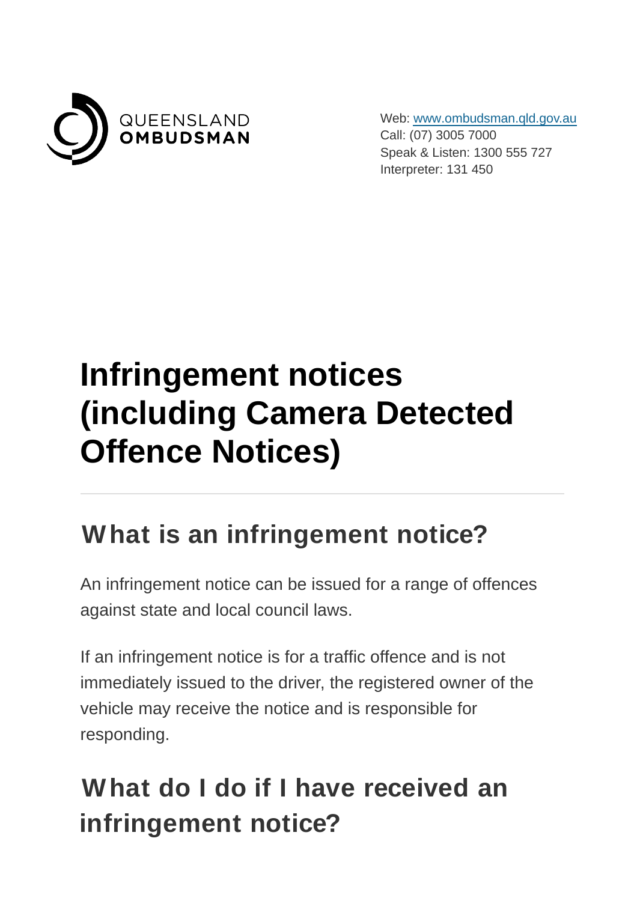QUEENSLAND OMBUDSMAN

Web: [www.ombudsman.qld.gov.au](http://www.ombudsman.qld.gov.au)
Call: (07) 3005 7000
Speak & Listen: 1300 555 727
Interpreter: 131 450

# Infringement notices (including Camera Detected Offence Notices)

## What is an infringement notice?

An infringement notice can be issued for a range of offences against state and local council laws.

If an infringement notice is for a traffic offence and is not immediately issued to the driver, the registered owner of the vehicle may receive the notice and is responsible for responding.

## What do I do if I have received an infringement notice?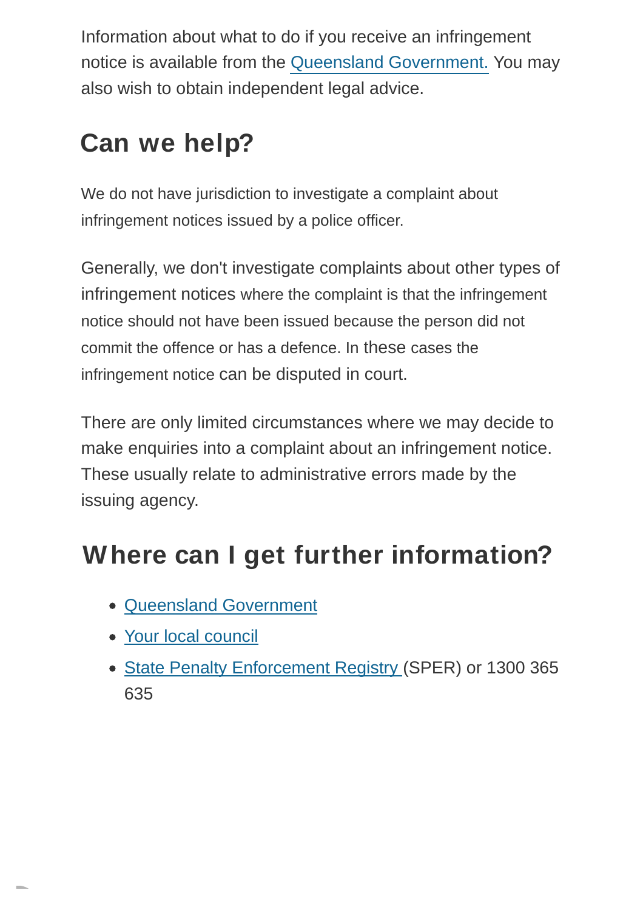Information about what to do if you receive an infringement notice is available from the Queensland Government. You may also wish to obtain independent legal advice.

## Can we help?

We do not have jurisdiction to investigate a complaint about infringement notices issued by a police officer.

Generally, we don't investigate complaints about other types of infringement notices where the complaint is that the infringement notice should not have been issued because the person did not commit the offence or has a defence. In these cases the infringement notice can be disputed in court.

There are only limited circumstances where we may decide to make enquiries into a complaint about an infringement notice. These usually relate to administrative errors made by the issuing agency.

## Where can I get further information?

- Queensland Government
- Your local council
- State Penalty Enforcement Registry (SPER) or 1300 365 635